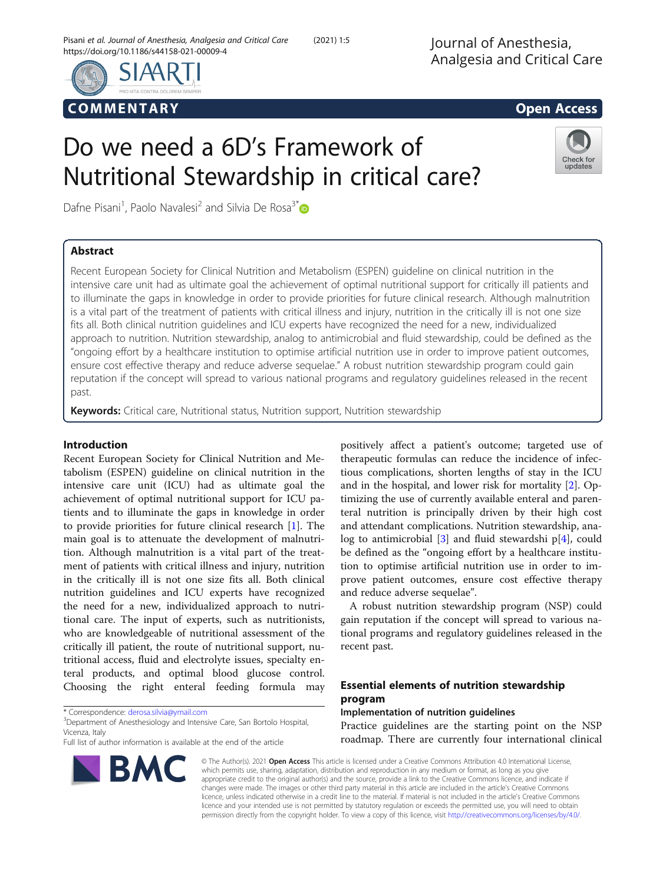COMMENTARY Open Access

# Do we need a 6D's Framework of Nutritional Stewardship in critical care?

Dafne Pisani[1], Paolo Navalesi[2] and Silvia De Rosa[3*]

## Abstract

Recent European Society for Clinical Nutrition and Metabolism (ESPEN) guideline on clinical nutrition in the intensive care unit had as ultimate goal the achievement of optimal nutritional support for critically ill patients and to illuminate the gaps in knowledge in order to provide priorities for future clinical research. Although malnutrition is a vital part of the treatment of patients with critical illness and injury, nutrition in the critically ill is not one size fits all. Both clinical nutrition guidelines and ICU experts have recognized the need for a new, individualized approach to nutrition. Nutrition stewardship, analog to antimicrobial and fluid stewardship, could be defined as the "ongoing effort by a healthcare institution to optimise artificial nutrition use in order to improve patient outcomes, ensure cost effective therapy and reduce adverse sequelae." A robust nutrition stewardship program could gain reputation if the concept will spread to various national programs and regulatory guidelines released in the recent past.

**Keywords:** Critical care, Nutritional status, Nutrition support, Nutrition stewardship

## Introduction

Recent European Society for Clinical Nutrition and Metabolism (ESPEN) guideline on clinical nutrition in the intensive care unit (ICU) had as ultimate goal the achievement of optimal nutritional support for ICU patients and to illuminate the gaps in knowledge in order to provide priorities for future clinical research [1]. The main goal is to attenuate the development of malnutrition. Although malnutrition is a vital part of the treatment of patients with critical illness and injury, nutrition in the critically ill is not one size fits all. Both clinical nutrition guidelines and ICU experts have recognized the need for a new, individualized approach to nutritional care. The input of experts, such as nutritionists, who are knowledgeable of nutritional assessment of the critically ill patient, the route of nutritional support, nutritional access, fluid and electrolyte issues, specialty enteral products, and optimal blood glucose control. Choosing the right enteral feeding formula may positively affect a patient's outcome; targeted use of therapeutic formulas can reduce the incidence of infectious complications, shorten lengths of stay in the ICU and in the hospital, and lower risk for mortality [2]. Optimizing the use of currently available enteral and parenteral nutrition is principally driven by their high cost and attendant complications. Nutrition stewardship, analog to antimicrobial [3] and fluid stewardshi p[4], could be defined as the "ongoing effort by a healthcare institution to optimise artificial nutrition use in order to improve patient outcomes, ensure cost effective therapy and reduce adverse sequelae".

A robust nutrition stewardship program (NSP) could gain reputation if the concept will spread to various national programs and regulatory guidelines released in the recent past.

## Essential elements of nutrition stewardship program

### Implementation of nutrition guidelines

Practice guidelines are the starting point on the NSP roadmap. There are currently four international clinical

\* Correspondence: derosa.silvia@ymail.com
[3]Department of Anesthesiology and Intensive Care, San Bortolo Hospital, Vicenza, Italy
Full list of author information is available at the end of the article

© The Author(s). 2021 **Open Access** This article is licensed under a Creative Commons Attribution 4.0 International License, which permits use, sharing, adaptation, distribution and reproduction in any medium or format, as long as you give appropriate credit to the original author(s) and the source, provide a link to the Creative Commons licence, and indicate if changes were made. The images or other third party material in this article are included in the article's Creative Commons licence, unless indicated otherwise in a credit line to the material. If material is not included in the article's Creative Commons licence and your intended use is not permitted by statutory regulation or exceeds the permitted use, you will need to obtain permission directly from the copyright holder. To view a copy of this licence, visit http://creativecommons.org/licenses/by/4.0/.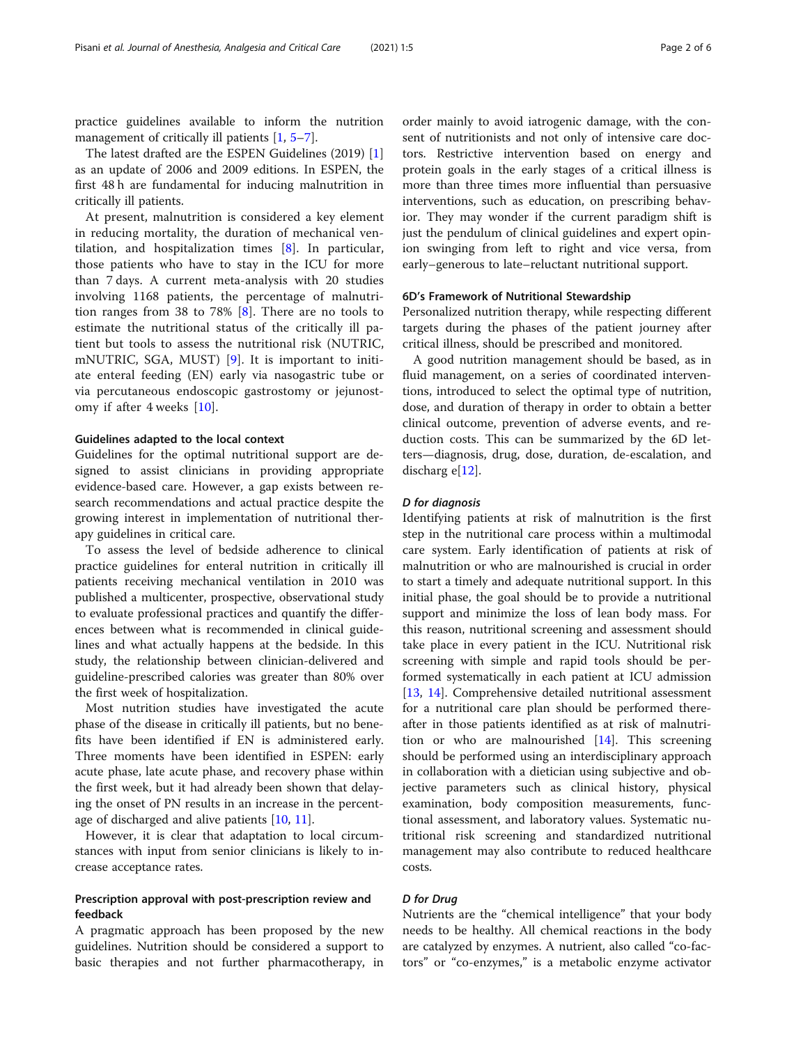practice guidelines available to inform the nutrition management of critically ill patients [1, 5–7].

The latest drafted are the ESPEN Guidelines (2019) [1] as an update of 2006 and 2009 editions. In ESPEN, the first 48 h are fundamental for inducing malnutrition in critically ill patients.

At present, malnutrition is considered a key element in reducing mortality, the duration of mechanical ventilation, and hospitalization times [8]. In particular, those patients who have to stay in the ICU for more than 7 days. A current meta-analysis with 20 studies involving 1168 patients, the percentage of malnutrition ranges from 38 to 78% [8]. There are no tools to estimate the nutritional status of the critically ill patient but tools to assess the nutritional risk (NUTRIC, mNUTRIC, SGA, MUST) [9]. It is important to initiate enteral feeding (EN) early via nasogastric tube or via percutaneous endoscopic gastrostomy or jejunostomy if after 4 weeks [10].

#### Guidelines adapted to the local context

Guidelines for the optimal nutritional support are designed to assist clinicians in providing appropriate evidence-based care. However, a gap exists between research recommendations and actual practice despite the growing interest in implementation of nutritional therapy guidelines in critical care.

To assess the level of bedside adherence to clinical practice guidelines for enteral nutrition in critically ill patients receiving mechanical ventilation in 2010 was published a multicenter, prospective, observational study to evaluate professional practices and quantify the differences between what is recommended in clinical guidelines and what actually happens at the bedside. In this study, the relationship between clinician-delivered and guideline-prescribed calories was greater than 80% over the first week of hospitalization.

Most nutrition studies have investigated the acute phase of the disease in critically ill patients, but no benefits have been identified if EN is administered early. Three moments have been identified in ESPEN: early acute phase, late acute phase, and recovery phase within the first week, but it had already been shown that delaying the onset of PN results in an increase in the percentage of discharged and alive patients [10, 11].

However, it is clear that adaptation to local circumstances with input from senior clinicians is likely to increase acceptance rates.

### Prescription approval with post-prescription review and feedback

A pragmatic approach has been proposed by the new guidelines. Nutrition should be considered a support to basic therapies and not further pharmacotherapy, in order mainly to avoid iatrogenic damage, with the consent of nutritionists and not only of intensive care doctors. Restrictive intervention based on energy and protein goals in the early stages of a critical illness is more than three times more influential than persuasive interventions, such as education, on prescribing behavior. They may wonder if the current paradigm shift is just the pendulum of clinical guidelines and expert opinion swinging from left to right and vice versa, from early–generous to late–reluctant nutritional support.

#### 6D's Framework of Nutritional Stewardship

Personalized nutrition therapy, while respecting different targets during the phases of the patient journey after critical illness, should be prescribed and monitored.

A good nutrition management should be based, as in fluid management, on a series of coordinated interventions, introduced to select the optimal type of nutrition, dose, and duration of therapy in order to obtain a better clinical outcome, prevention of adverse events, and reduction costs. This can be summarized by the 6D letters—diagnosis, drug, dose, duration, de-escalation, and discharg e[12].

##### *D for diagnosis*

Identifying patients at risk of malnutrition is the first step in the nutritional care process within a multimodal care system. Early identification of patients at risk of malnutrition or who are malnourished is crucial in order to start a timely and adequate nutritional support. In this initial phase, the goal should be to provide a nutritional support and minimize the loss of lean body mass. For this reason, nutritional screening and assessment should take place in every patient in the ICU. Nutritional risk screening with simple and rapid tools should be performed systematically in each patient at ICU admission [13, 14]. Comprehensive detailed nutritional assessment for a nutritional care plan should be performed thereafter in those patients identified as at risk of malnutrition or who are malnourished [14]. This screening should be performed using an interdisciplinary approach in collaboration with a dietician using subjective and objective parameters such as clinical history, physical examination, body composition measurements, functional assessment, and laboratory values. Systematic nutritional risk screening and standardized nutritional management may also contribute to reduced healthcare costs.

##### *D for Drug*

Nutrients are the "chemical intelligence" that your body needs to be healthy. All chemical reactions in the body are catalyzed by enzymes. A nutrient, also called "co-factors" or "co-enzymes," is a metabolic enzyme activator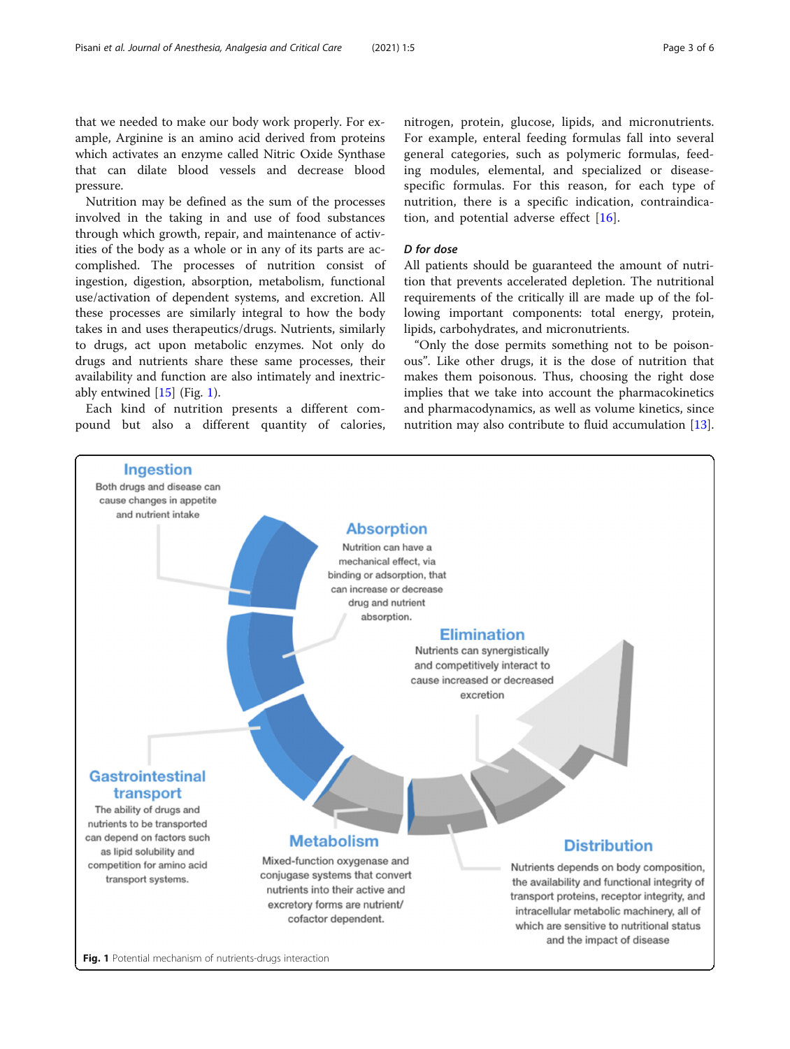that we needed to make our body work properly. For example, Arginine is an amino acid derived from proteins which activates an enzyme called Nitric Oxide Synthase that can dilate blood vessels and decrease blood pressure.

Nutrition may be defined as the sum of the processes involved in the taking in and use of food substances through which growth, repair, and maintenance of activities of the body as a whole or in any of its parts are accomplished. The processes of nutrition consist of ingestion, digestion, absorption, metabolism, functional use/activation of dependent systems, and excretion. All these processes are similarly integral to how the body takes in and uses therapeutics/drugs. Nutrients, similarly to drugs, act upon metabolic enzymes. Not only do drugs and nutrients share these same processes, their availability and function are also intimately and inextricably entwined [15] (Fig. 1).

Each kind of nutrition presents a different compound but also a different quantity of calories, nitrogen, protein, glucose, lipids, and micronutrients. For example, enteral feeding formulas fall into several general categories, such as polymeric formulas, feeding modules, elemental, and specialized or disease-specific formulas. For this reason, for each type of nutrition, there is a specific indication, contraindication, and potential adverse effect [16].

#### *D for dose*

All patients should be guaranteed the amount of nutrition that prevents accelerated depletion. The nutritional requirements of the critically ill are made up of the following important components: total energy, protein, lipids, carbohydrates, and micronutrients.

"Only the dose permits something not to be poisonous". Like other drugs, it is the dose of nutrition that makes them poisonous. Thus, choosing the right dose implies that we take into account the pharmacokinetics and pharmacodynamics, as well as volume kinetics, since nutrition may also contribute to fluid accumulation [13].

**Ingestion**
Both drugs and disease can cause changes in appetite and nutrient intake

**Absorption**
Nutrition can have a mechanical effect, via binding or adsorption, that can increase or decrease drug and nutrient absorption.

**Elimination**
Nutrients can synergistically and competitively interact to cause increased or decreased excretion

**Gastrointestinal transport**
The ability of drugs and nutrients to be transported can depend on factors such as lipid solubility and competition for amino acid transport systems.

**Metabolism**
Mixed-function oxygenase and conjugase systems that convert nutrients into their active and excretory forms are nutrient/cofactor dependent.

**Distribution**
Nutrients depends on body composition, the availability and functional integrity of transport proteins, receptor integrity, and intracellular metabolic machinery, all of which are sensitive to nutritional status and the impact of disease

**Fig. 1** Potential mechanism of nutrients-drugs interaction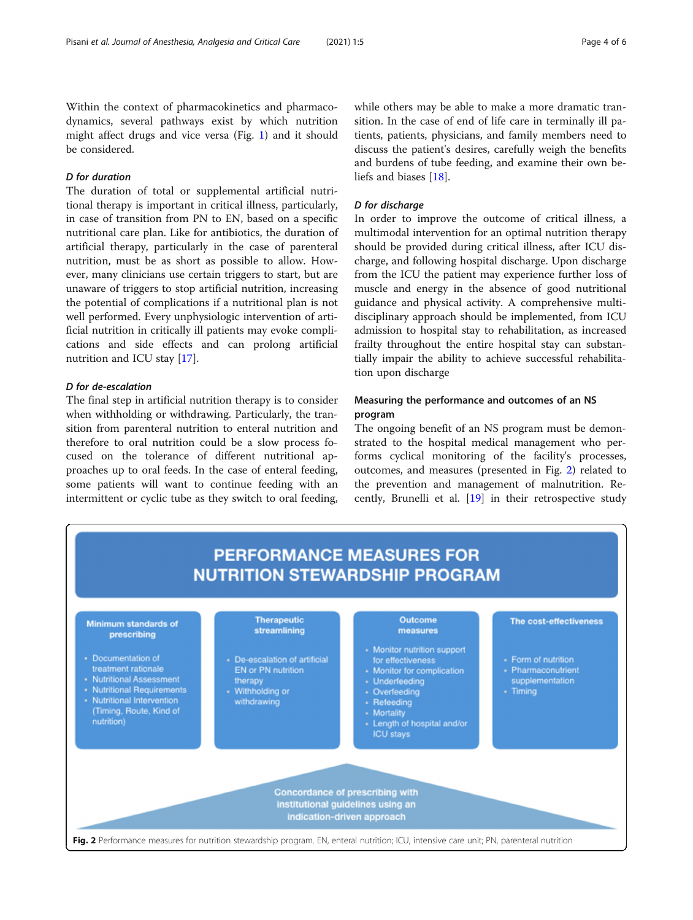Within the context of pharmacokinetics and pharmacodynamics, several pathways exist by which nutrition might affect drugs and vice versa (Fig. 1) and it should be considered.

### *D for duration*

The duration of total or supplemental artificial nutritional therapy is important in critical illness, particularly, in case of transition from PN to EN, based on a specific nutritional care plan. Like for antibiotics, the duration of artificial therapy, particularly in the case of parenteral nutrition, must be as short as possible to allow. However, many clinicians use certain triggers to start, but are unaware of triggers to stop artificial nutrition, increasing the potential of complications if a nutritional plan is not well performed. Every unphysiologic intervention of artificial nutrition in critically ill patients may evoke complications and side effects and can prolong artificial nutrition and ICU stay [17].

### *D for de-escalation*

The final step in artificial nutrition therapy is to consider when withholding or withdrawing. Particularly, the transition from parenteral nutrition to enteral nutrition and therefore to oral nutrition could be a slow process focused on the tolerance of different nutritional approaches up to oral feeds. In the case of enteral feeding, some patients will want to continue feeding with an intermittent or cyclic tube as they switch to oral feeding, while others may be able to make a more dramatic transition. In the case of end of life care in terminally ill patients, patients, physicians, and family members need to discuss the patient's desires, carefully weigh the benefits and burdens of tube feeding, and examine their own beliefs and biases [18].

### *D for discharge*

In order to improve the outcome of critical illness, a multimodal intervention for an optimal nutrition therapy should be provided during critical illness, after ICU discharge, and following hospital discharge. Upon discharge from the ICU the patient may experience further loss of muscle and energy in the absence of good nutritional guidance and physical activity. A comprehensive multidisciplinary approach should be implemented, from ICU admission to hospital stay to rehabilitation, as increased frailty throughout the entire hospital stay can substantially impair the ability to achieve successful rehabilitation upon discharge

## Measuring the performance and outcomes of an NS program

The ongoing benefit of an NS program must be demonstrated to the hospital medical management who performs cyclical monitoring of the facility's processes, outcomes, and measures (presented in Fig. 2) related to the prevention and management of malnutrition. Recently, Brunelli et al. [19] in their retrospective study

**PERFORMANCE MEASURES FOR NUTRITION STEWARDSHIP PROGRAM**

**Minimum standards of prescribing**
- Documentation of treatment rationale
- Nutritional Assessment
- Nutritional Requirements
- Nutritional Intervention (Timing, Route, Kind of nutrition)

**Therapeutic streamlining**
- De-escalation of artificial EN or PN nutrition therapy
- Withholding or withdrawing

**Outcome measures**
- Monitor nutrition support for effectiveness
- Monitor for complication
- Underfeeding
- Overfeeding
- Refeeding
- Mortality
- Length of hospital and/or ICU stays

**The cost-effectiveness**
- Form of nutrition
- Pharmaconutrient supplementation
- Timing

Concordance of prescribing with institutional guidelines using an indication-driven approach

**Fig. 2** Performance measures for nutrition stewardship program. EN, enteral nutrition; ICU, intensive care unit; PN, parenteral nutrition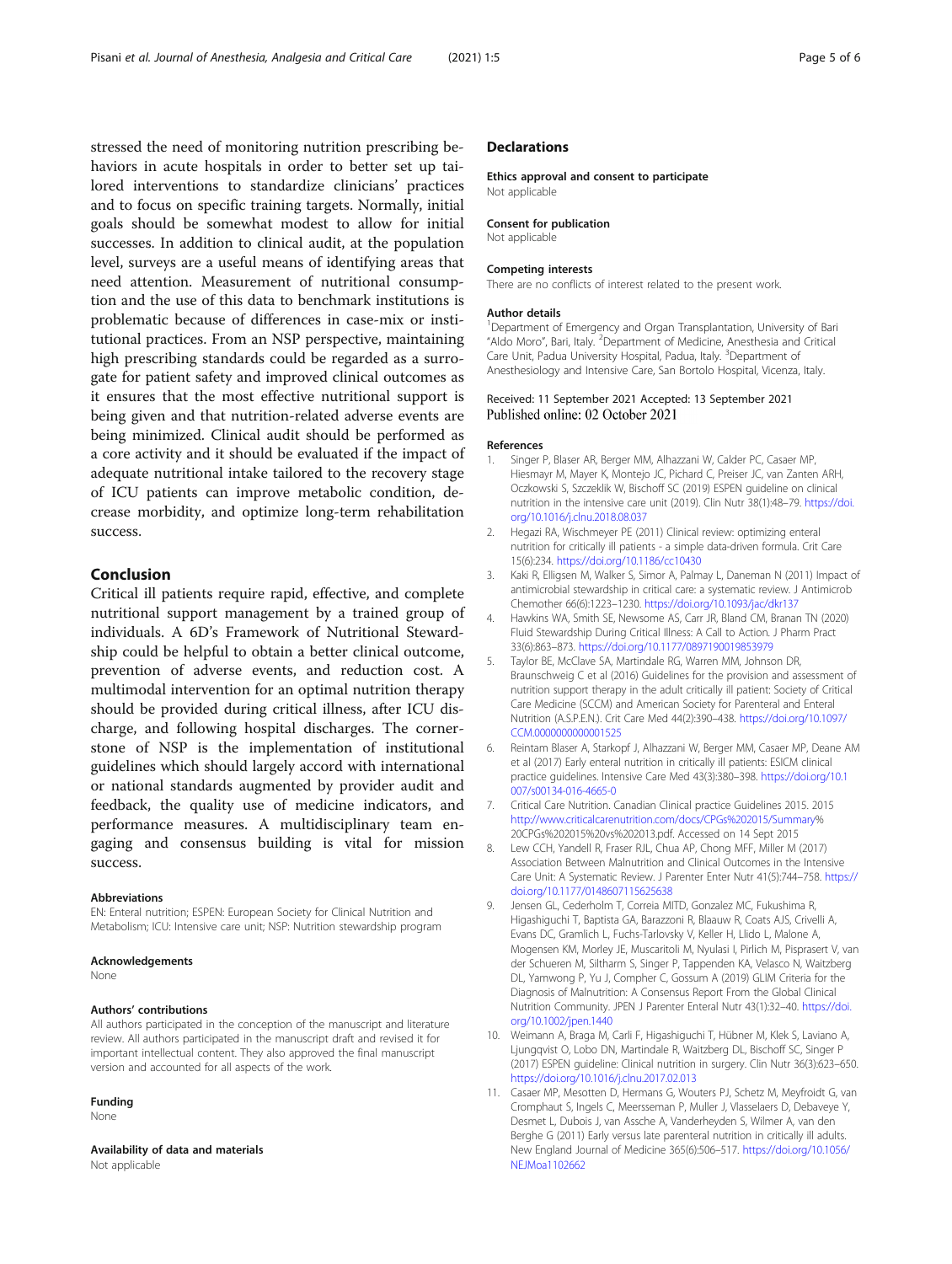stressed the need of monitoring nutrition prescribing behaviors in acute hospitals in order to better set up tailored interventions to standardize clinicians' practices and to focus on specific training targets. Normally, initial goals should be somewhat modest to allow for initial successes. In addition to clinical audit, at the population level, surveys are a useful means of identifying areas that need attention. Measurement of nutritional consumption and the use of this data to benchmark institutions is problematic because of differences in case-mix or institutional practices. From an NSP perspective, maintaining high prescribing standards could be regarded as a surrogate for patient safety and improved clinical outcomes as it ensures that the most effective nutritional support is being given and that nutrition-related adverse events are being minimized. Clinical audit should be performed as a core activity and it should be evaluated if the impact of adequate nutritional intake tailored to the recovery stage of ICU patients can improve metabolic condition, decrease morbidity, and optimize long-term rehabilitation success.

## Conclusion

Critical ill patients require rapid, effective, and complete nutritional support management by a trained group of individuals. A 6D's Framework of Nutritional Stewardship could be helpful to obtain a better clinical outcome, prevention of adverse events, and reduction cost. A multimodal intervention for an optimal nutrition therapy should be provided during critical illness, after ICU discharge, and following hospital discharges. The cornerstone of NSP is the implementation of institutional guidelines which should largely accord with international or national standards augmented by provider audit and feedback, the quality use of medicine indicators, and performance measures. A multidisciplinary team engaging and consensus building is vital for mission success.

#### Abbreviations

EN: Enteral nutrition; ESPEN: European Society for Clinical Nutrition and Metabolism; ICU: Intensive care unit; NSP: Nutrition stewardship program

#### Acknowledgements

None

#### Authors' contributions

All authors participated in the conception of the manuscript and literature review. All authors participated in the manuscript draft and revised it for important intellectual content. They also approved the final manuscript version and accounted for all aspects of the work.

#### Funding

None

#### Availability of data and materials

Not applicable

## Declarations

#### Ethics approval and consent to participate

Not applicable

#### Consent for publication

Not applicable

#### Competing interests

There are no conflicts of interest related to the present work.

#### Author details

[1]Department of Emergency and Organ Transplantation, University of Bari "Aldo Moro", Bari, Italy. [2]Department of Medicine, Anesthesia and Critical Care Unit, Padua University Hospital, Padua, Italy. [3]Department of Anesthesiology and Intensive Care, San Bortolo Hospital, Vicenza, Italy.

Received: 11 September 2021 Accepted: 13 September 2021
Published online: 02 October 2021

#### References

1. Singer P, Blaser AR, Berger MM, Alhazzani W, Calder PC, Casaer MP, Hiesmayr M, Mayer K, Montejo JC, Pichard C, Preiser JC, van Zanten ARH, Oczkowski S, Szczeklik W, Bischoff SC (2019) ESPEN guideline on clinical nutrition in the intensive care unit (2019). Clin Nutr 38(1):48–79. https://doi.org/10.1016/j.clnu.2018.08.037
2. Hegazi RA, Wischmeyer PE (2011) Clinical review: optimizing enteral nutrition for critically ill patients - a simple data-driven formula. Crit Care 15(6):234. https://doi.org/10.1186/cc10430
3. Kaki R, Elligsen M, Walker S, Simor A, Palmay L, Daneman N (2011) Impact of antimicrobial stewardship in critical care: a systematic review. J Antimicrob Chemother 66(6):1223–1230. https://doi.org/10.1093/jac/dkr137
4. Hawkins WA, Smith SE, Newsome AS, Carr JR, Bland CM, Branan TN (2020) Fluid Stewardship During Critical Illness: A Call to Action. J Pharm Pract 33(6):863–873. https://doi.org/10.1177/0897190019853979
5. Taylor BE, McClave SA, Martindale RG, Warren MM, Johnson DR, Braunschweig C et al (2016) Guidelines for the provision and assessment of nutrition support therapy in the adult critically ill patient: Society of Critical Care Medicine (SCCM) and American Society for Parenteral and Enteral Nutrition (A.S.P.E.N.). Crit Care Med 44(2):390–438. https://doi.org/10.1097/CCM.0000000000001525
6. Reintam Blaser A, Starkopf J, Alhazzani W, Berger MM, Casaer MP, Deane AM et al (2017) Early enteral nutrition in critically ill patients: ESICM clinical practice guidelines. Intensive Care Med 43(3):380–398. https://doi.org/10.1007/s00134-016-4665-0
7. Critical Care Nutrition. Canadian Clinical practice Guidelines 2015. 2015 http://www.criticalcarenutrition.com/docs/CPGs%202015/Summary%20CPGs%202015%20vs%202013.pdf. Accessed on 14 Sept 2015
8. Lew CCH, Yandell R, Fraser RJL, Chua AP, Chong MFF, Miller M (2017) Association Between Malnutrition and Clinical Outcomes in the Intensive Care Unit: A Systematic Review. J Parenter Enter Nutr 41(5):744–758. https://doi.org/10.1177/0148607115625638
9. Jensen GL, Cederholm T, Correia MITD, Gonzalez MC, Fukushima R, Higashiguchi T, Baptista GA, Barazzoni R, Blaauw R, Coats AJS, Crivelli A, Evans DC, Gramlich L, Fuchs-Tarlovsky V, Keller H, Llido L, Malone A, Mogensen KM, Morley JE, Muscaritoli M, Nyulasi I, Pirlich M, Pisprasert V, van der Schueren M, Siltharm S, Singer P, Tappenden KA, Velasco N, Waitzberg DL, Yamwong P, Yu J, Compher C, Gossum A (2019) GLIM Criteria for the Diagnosis of Malnutrition: A Consensus Report From the Global Clinical Nutrition Community. JPEN J Parenter Enteral Nutr 43(1):32–40. https://doi.org/10.1002/jpen.1440
10. Weimann A, Braga M, Carli F, Higashiguchi T, Hübner M, Klek S, Laviano A, Ljungqvist O, Lobo DN, Martindale R, Waitzberg DL, Bischoff SC, Singer P (2017) ESPEN guideline: Clinical nutrition in surgery. Clin Nutr 36(3):623–650. https://doi.org/10.1016/j.clnu.2017.02.013
11. Casaer MP, Mesotten D, Hermans G, Wouters PJ, Schetz M, Meyfroidt G, van Cromphaut S, Ingels C, Meersseman P, Muller J, Vlasselaers D, Debaveye Y, Desmet L, Dubois J, van Assche A, Vanderheyden S, Wilmer A, van den Berghe G (2011) Early versus late parenteral nutrition in critically ill adults. New England Journal of Medicine 365(6):506–517. https://doi.org/10.1056/NEJMoa1102662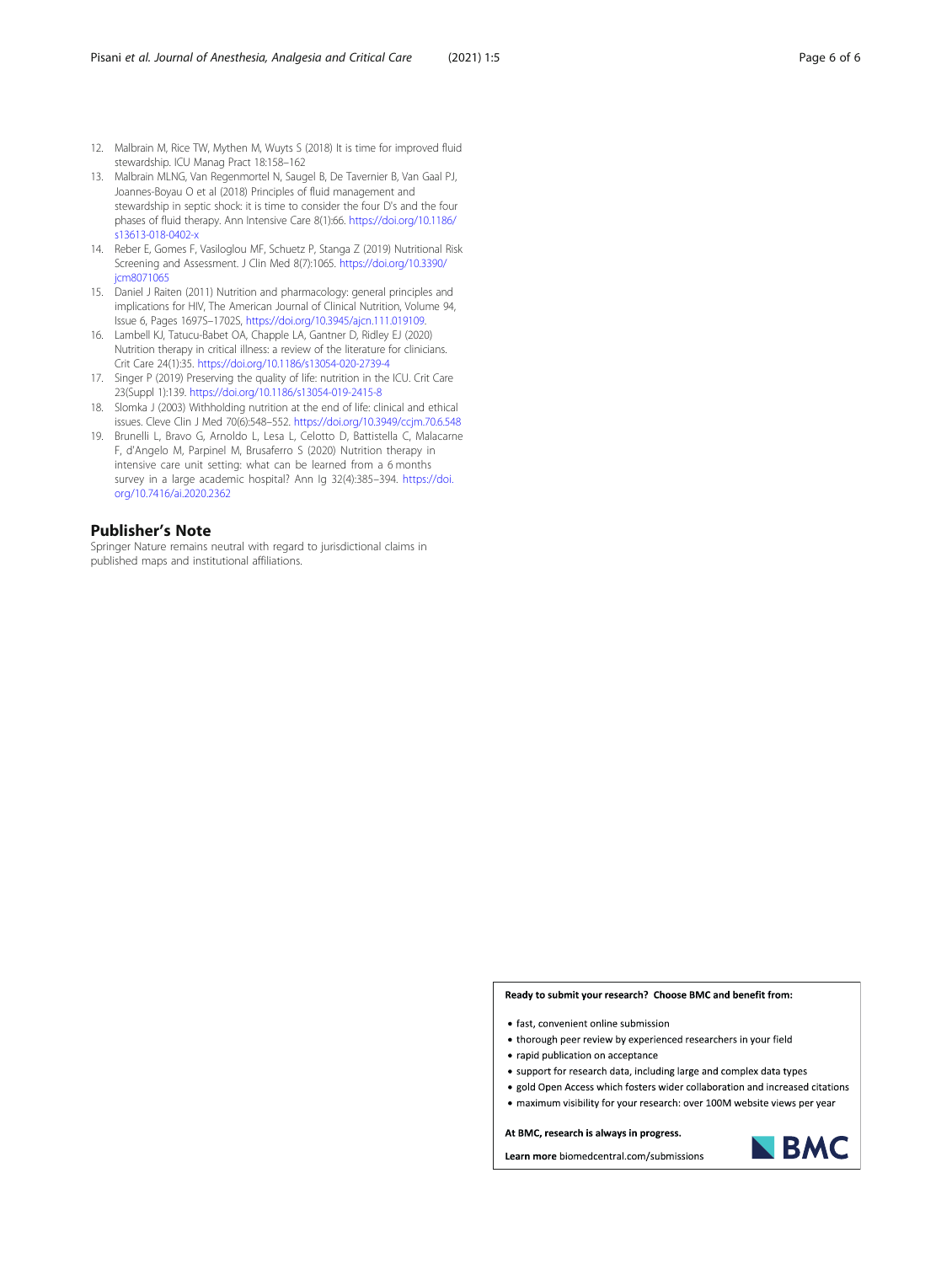12. Malbrain M, Rice TW, Mythen M, Wuyts S (2018) It is time for improved fluid stewardship. ICU Manag Pract 18:158–162
13. Malbrain MLNG, Van Regenmortel N, Saugel B, De Tavernier B, Van Gaal PJ, Joannes-Boyau O et al (2018) Principles of fluid management and stewardship in septic shock: it is time to consider the four D's and the four phases of fluid therapy. Ann Intensive Care 8(1):66. https://doi.org/10.1186/s13613-018-0402-x
14. Reber E, Gomes F, Vasiloglou MF, Schuetz P, Stanga Z (2019) Nutritional Risk Screening and Assessment. J Clin Med 8(7):1065. https://doi.org/10.3390/jcm8071065
15. Daniel J Raiten (2011) Nutrition and pharmacology: general principles and implications for HIV, The American Journal of Clinical Nutrition, Volume 94, Issue 6, Pages 1697S–1702S, https://doi.org/10.3945/ajcn.111.019109.
16. Lambell KJ, Tatucu-Babet OA, Chapple LA, Gantner D, Ridley EJ (2020) Nutrition therapy in critical illness: a review of the literature for clinicians. Crit Care 24(1):35. https://doi.org/10.1186/s13054-020-2739-4
17. Singer P (2019) Preserving the quality of life: nutrition in the ICU. Crit Care 23(Suppl 1):139. https://doi.org/10.1186/s13054-019-2415-8
18. Slomka J (2003) Withholding nutrition at the end of life: clinical and ethical issues. Cleve Clin J Med 70(6):548–552. https://doi.org/10.3949/ccjm.70.6.548
19. Brunelli L, Bravo G, Arnoldo L, Lesa L, Celotto D, Battistella C, Malacarne F, d'Angelo M, Parpinel M, Brusaferro S (2020) Nutrition therapy in intensive care unit setting: what can be learned from a 6 months survey in a large academic hospital? Ann Ig 32(4):385–394. https://doi.org/10.7416/ai.2020.2362

## Publisher's Note

Springer Nature remains neutral with regard to jurisdictional claims in published maps and institutional affiliations.

**Ready to submit your research? Choose BMC and benefit from:**

- fast, convenient online submission
- thorough peer review by experienced researchers in your field
- rapid publication on acceptance
- support for research data, including large and complex data types
- gold Open Access which fosters wider collaboration and increased citations
- maximum visibility for your research: over 100M website views per year

**At BMC, research is always in progress.**

**Learn more** biomedcentral.com/submissions

BMC